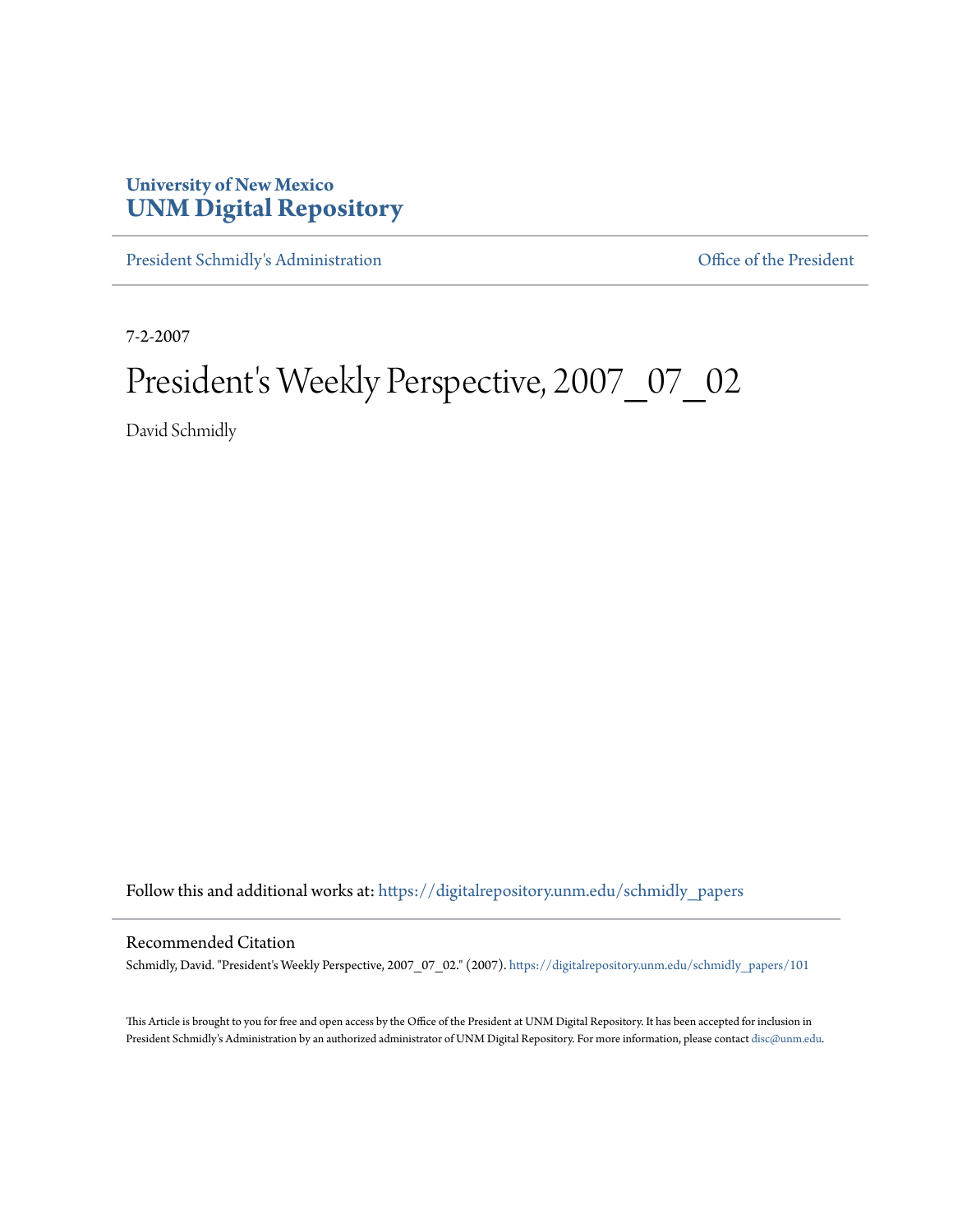**University of New Mexico**
**UNM Digital Repository**

President Schmidly's Administration | Office of the President

7-2-2007

# President's Weekly Perspective, 2007_07_02

David Schmidly

Follow this and additional works at: https://digitalrepository.unm.edu/schmidly_papers

## Recommended Citation

Schmidly, David. "President's Weekly Perspective, 2007_07_02." (2007). https://digitalrepository.unm.edu/schmidly_papers/101

This Article is brought to you for free and open access by the Office of the President at UNM Digital Repository. It has been accepted for inclusion in President Schmidly's Administration by an authorized administrator of UNM Digital Repository. For more information, please contact disc@unm.edu.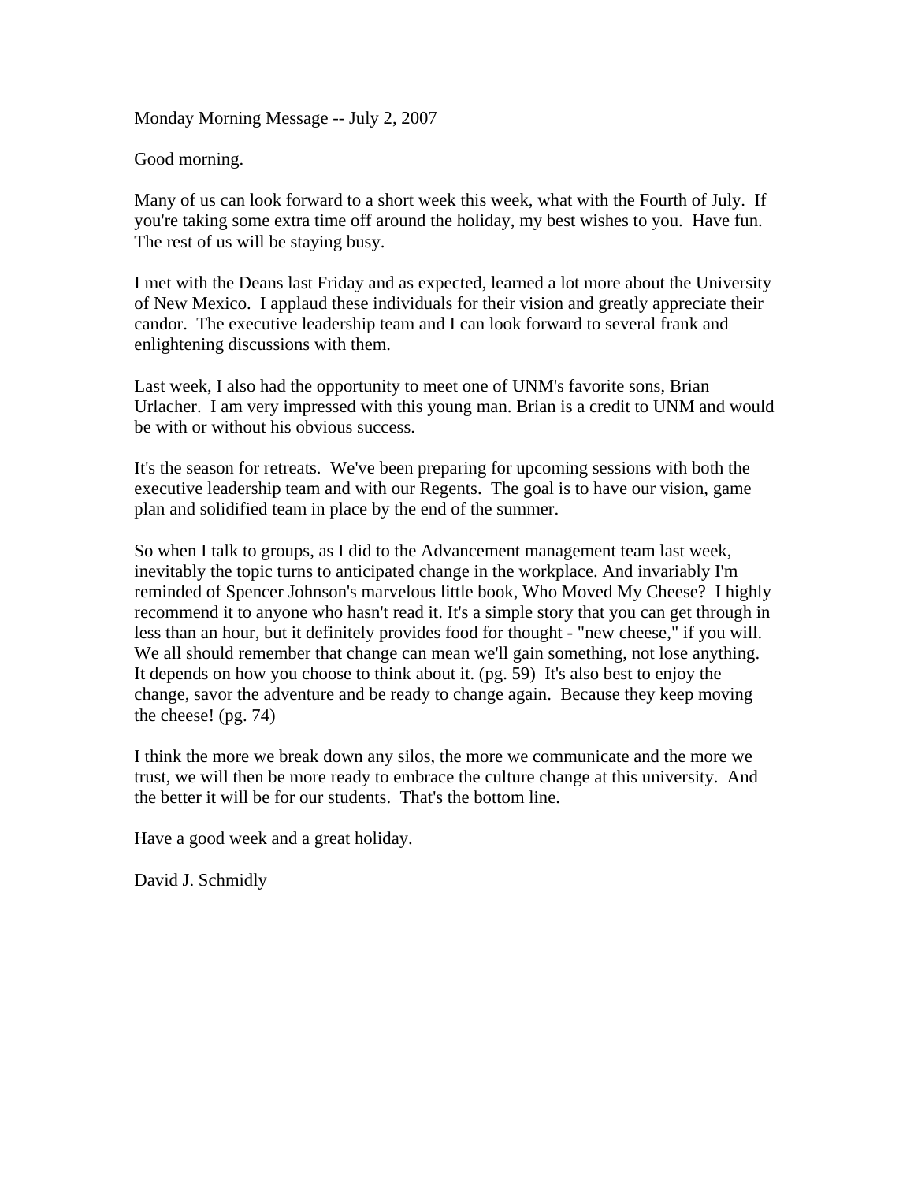Monday Morning Message -- July 2, 2007

Good morning.

Many of us can look forward to a short week this week, what with the Fourth of July. If you're taking some extra time off around the holiday, my best wishes to you. Have fun. The rest of us will be staying busy.

I met with the Deans last Friday and as expected, learned a lot more about the University of New Mexico. I applaud these individuals for their vision and greatly appreciate their candor. The executive leadership team and I can look forward to several frank and enlightening discussions with them.

Last week, I also had the opportunity to meet one of UNM's favorite sons, Brian Urlacher. I am very impressed with this young man. Brian is a credit to UNM and would be with or without his obvious success.

It's the season for retreats. We've been preparing for upcoming sessions with both the executive leadership team and with our Regents. The goal is to have our vision, game plan and solidified team in place by the end of the summer.

So when I talk to groups, as I did to the Advancement management team last week, inevitably the topic turns to anticipated change in the workplace. And invariably I'm reminded of Spencer Johnson's marvelous little book, Who Moved My Cheese? I highly recommend it to anyone who hasn't read it. It's a simple story that you can get through in less than an hour, but it definitely provides food for thought - "new cheese," if you will. We all should remember that change can mean we'll gain something, not lose anything. It depends on how you choose to think about it. (pg. 59) It's also best to enjoy the change, savor the adventure and be ready to change again. Because they keep moving the cheese! (pg. 74)

I think the more we break down any silos, the more we communicate and the more we trust, we will then be more ready to embrace the culture change at this university. And the better it will be for our students. That's the bottom line.

Have a good week and a great holiday.

David J. Schmidly